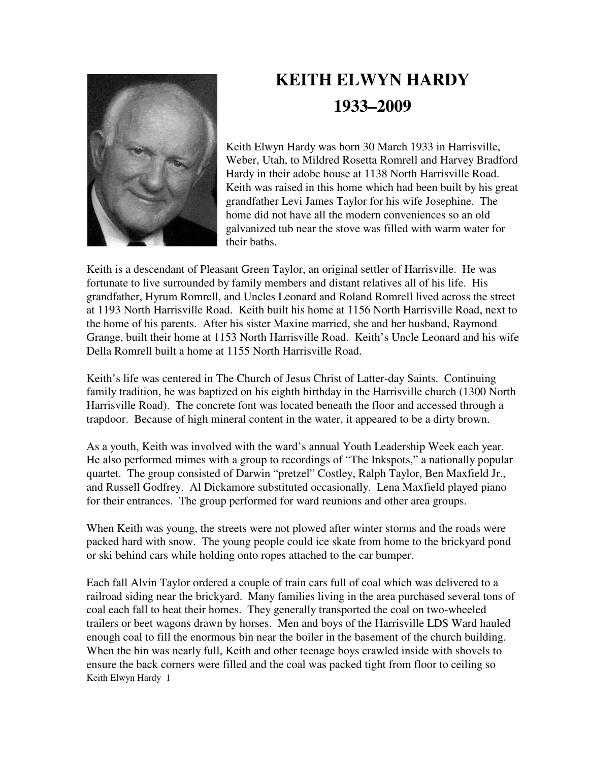# KEITH ELWYN HARDY
# 1933–2009

Keith Elwyn Hardy was born 30 March 1933 in Harrisville, Weber, Utah, to Mildred Rosetta Romrell and Harvey Bradford Hardy in their adobe house at 1138 North Harrisville Road. Keith was raised in this home which had been built by his great grandfather Levi James Taylor for his wife Josephine. The home did not have all the modern conveniences so an old galvanized tub near the stove was filled with warm water for their baths.

Keith is a descendant of Pleasant Green Taylor, an original settler of Harrisville. He was fortunate to live surrounded by family members and distant relatives all of his life. His grandfather, Hyrum Romrell, and Uncles Leonard and Roland Romrell lived across the street at 1193 North Harrisville Road. Keith built his home at 1156 North Harrisville Road, next to the home of his parents. After his sister Maxine married, she and her husband, Raymond Grange, built their home at 1153 North Harrisville Road. Keith's Uncle Leonard and his wife Della Romrell built a home at 1155 North Harrisville Road.

Keith's life was centered in The Church of Jesus Christ of Latter-day Saints. Continuing family tradition, he was baptized on his eighth birthday in the Harrisville church (1300 North Harrisville Road). The concrete font was located beneath the floor and accessed through a trapdoor. Because of high mineral content in the water, it appeared to be a dirty brown.

As a youth, Keith was involved with the ward's annual Youth Leadership Week each year. He also performed mimes with a group to recordings of "The Inkspots," a nationally popular quartet. The group consisted of Darwin "pretzel" Costley, Ralph Taylor, Ben Maxfield Jr., and Russell Godfrey. Al Dickamore substituted occasionally. Lena Maxfield played piano for their entrances. The group performed for ward reunions and other area groups.

When Keith was young, the streets were not plowed after winter storms and the roads were packed hard with snow. The young people could ice skate from home to the brickyard pond or ski behind cars while holding onto ropes attached to the car bumper.

Each fall Alvin Taylor ordered a couple of train cars full of coal which was delivered to a railroad siding near the brickyard. Many families living in the area purchased several tons of coal each fall to heat their homes. They generally transported the coal on two-wheeled trailers or beet wagons drawn by horses. Men and boys of the Harrisville LDS Ward hauled enough coal to fill the enormous bin near the boiler in the basement of the church building. When the bin was nearly full, Keith and other teenage boys crawled inside with shovels to ensure the back corners were filled and the coal was packed tight from floor to ceiling so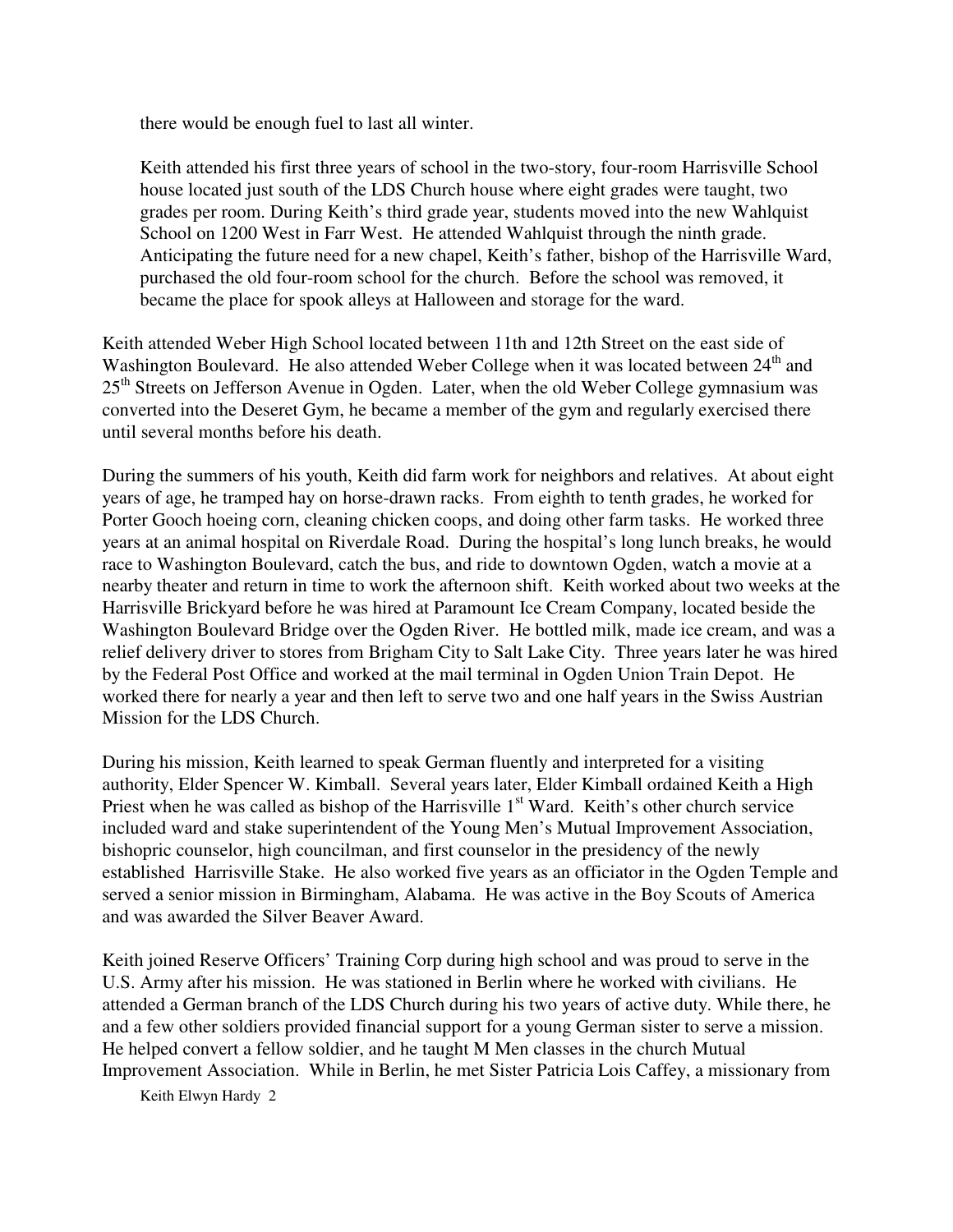there would be enough fuel to last all winter.

Keith attended his first three years of school in the two-story, four-room Harrisville School house located just south of the LDS Church house where eight grades were taught, two grades per room. During Keith's third grade year, students moved into the new Wahlquist School on 1200 West in Farr West. He attended Wahlquist through the ninth grade. Anticipating the future need for a new chapel, Keith's father, bishop of the Harrisville Ward, purchased the old four-room school for the church. Before the school was removed, it became the place for spook alleys at Halloween and storage for the ward.

Keith attended Weber High School located between 11th and 12th Street on the east side of Washington Boulevard. He also attended Weber College when it was located between 24th and 25th Streets on Jefferson Avenue in Ogden. Later, when the old Weber College gymnasium was converted into the Deseret Gym, he became a member of the gym and regularly exercised there until several months before his death.

During the summers of his youth, Keith did farm work for neighbors and relatives. At about eight years of age, he tramped hay on horse-drawn racks. From eighth to tenth grades, he worked for Porter Gooch hoeing corn, cleaning chicken coops, and doing other farm tasks. He worked three years at an animal hospital on Riverdale Road. During the hospital's long lunch breaks, he would race to Washington Boulevard, catch the bus, and ride to downtown Ogden, watch a movie at a nearby theater and return in time to work the afternoon shift. Keith worked about two weeks at the Harrisville Brickyard before he was hired at Paramount Ice Cream Company, located beside the Washington Boulevard Bridge over the Ogden River. He bottled milk, made ice cream, and was a relief delivery driver to stores from Brigham City to Salt Lake City. Three years later he was hired by the Federal Post Office and worked at the mail terminal in Ogden Union Train Depot. He worked there for nearly a year and then left to serve two and one half years in the Swiss Austrian Mission for the LDS Church.

During his mission, Keith learned to speak German fluently and interpreted for a visiting authority, Elder Spencer W. Kimball. Several years later, Elder Kimball ordained Keith a High Priest when he was called as bishop of the Harrisville 1st Ward. Keith's other church service included ward and stake superintendent of the Young Men's Mutual Improvement Association, bishopric counselor, high councilman, and first counselor in the presidency of the newly established Harrisville Stake. He also worked five years as an officiator in the Ogden Temple and served a senior mission in Birmingham, Alabama. He was active in the Boy Scouts of America and was awarded the Silver Beaver Award.

Keith joined Reserve Officers' Training Corp during high school and was proud to serve in the U.S. Army after his mission. He was stationed in Berlin where he worked with civilians. He attended a German branch of the LDS Church during his two years of active duty. While there, he and a few other soldiers provided financial support for a young German sister to serve a mission. He helped convert a fellow soldier, and he taught M Men classes in the church Mutual Improvement Association. While in Berlin, he met Sister Patricia Lois Caffey, a missionary from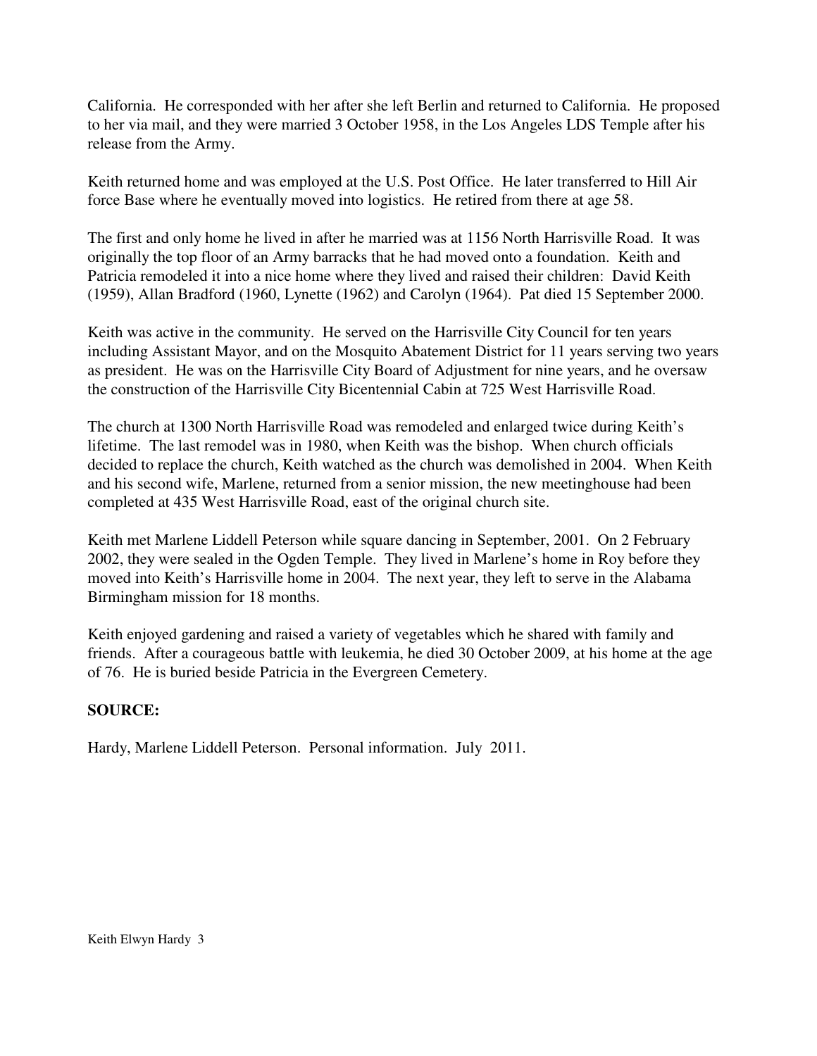California. He corresponded with her after she left Berlin and returned to California. He proposed to her via mail, and they were married 3 October 1958, in the Los Angeles LDS Temple after his release from the Army.

Keith returned home and was employed at the U.S. Post Office. He later transferred to Hill Air force Base where he eventually moved into logistics. He retired from there at age 58.

The first and only home he lived in after he married was at 1156 North Harrisville Road. It was originally the top floor of an Army barracks that he had moved onto a foundation. Keith and Patricia remodeled it into a nice home where they lived and raised their children: David Keith (1959), Allan Bradford (1960, Lynette (1962) and Carolyn (1964). Pat died 15 September 2000.

Keith was active in the community. He served on the Harrisville City Council for ten years including Assistant Mayor, and on the Mosquito Abatement District for 11 years serving two years as president. He was on the Harrisville City Board of Adjustment for nine years, and he oversaw the construction of the Harrisville City Bicentennial Cabin at 725 West Harrisville Road.

The church at 1300 North Harrisville Road was remodeled and enlarged twice during Keith's lifetime. The last remodel was in 1980, when Keith was the bishop. When church officials decided to replace the church, Keith watched as the church was demolished in 2004. When Keith and his second wife, Marlene, returned from a senior mission, the new meetinghouse had been completed at 435 West Harrisville Road, east of the original church site.

Keith met Marlene Liddell Peterson while square dancing in September, 2001. On 2 February 2002, they were sealed in the Ogden Temple. They lived in Marlene's home in Roy before they moved into Keith's Harrisville home in 2004. The next year, they left to serve in the Alabama Birmingham mission for 18 months.

Keith enjoyed gardening and raised a variety of vegetables which he shared with family and friends. After a courageous battle with leukemia, he died 30 October 2009, at his home at the age of 76. He is buried beside Patricia in the Evergreen Cemetery.

**SOURCE:**

Hardy, Marlene Liddell Peterson. Personal information. July 2011.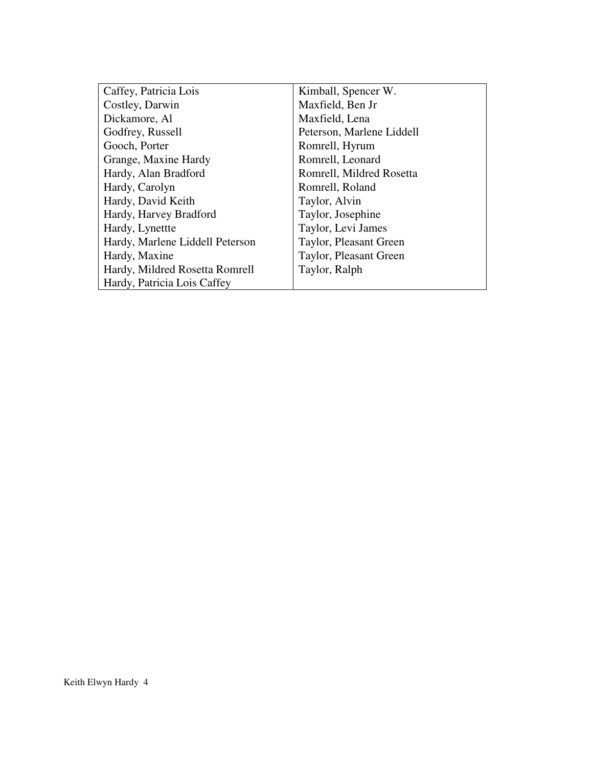| | |
|---|---|
| Caffey, Patricia Lois | Kimball, Spencer W. |
| Costley, Darwin | Maxfield, Ben Jr |
| Dickamore, Al | Maxfield, Lena |
| Godfrey, Russell | Peterson, Marlene Liddell |
| Gooch, Porter | Romrell, Hyrum |
| Grange, Maxine Hardy | Romrell, Leonard |
| Hardy, Alan Bradford | Romrell, Mildred Rosetta |
| Hardy, Carolyn | Romrell, Roland |
| Hardy, David Keith | Taylor, Alvin |
| Hardy, Harvey Bradford | Taylor, Josephine |
| Hardy, Lynettte | Taylor, Levi James |
| Hardy, Marlene Liddell Peterson | Taylor, Pleasant Green |
| Hardy, Maxine | Taylor, Pleasant Green |
| Hardy, Mildred Rosetta Romrell | Taylor, Ralph |
| Hardy, Patricia Lois Caffey | |